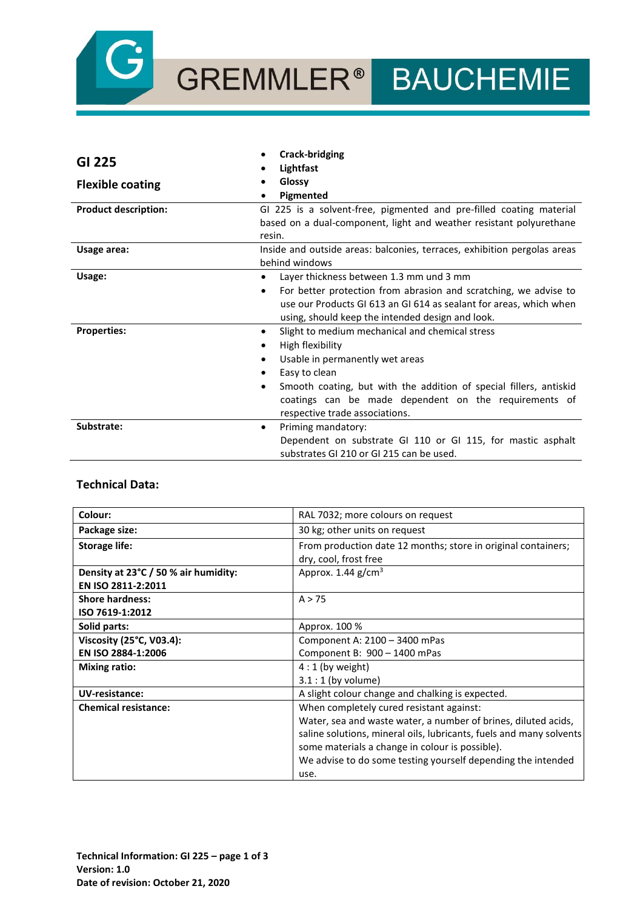GREMMLER® BAUCHEMIE

| **GI 225**<br><br>**Flexible coating** | • **Crack-bridging**<br>• **Lightfast**<br>• **Glossy**<br>• **Pigmented** |
|---|---|
| **Product description:** | GI 225 is a solvent-free, pigmented and pre-filled coating material based on a dual-component, light and weather resistant polyurethane resin. |
| **Usage area:** | Inside and outside areas: balconies, terraces, exhibition pergolas areas behind windows |
| **Usage:** | • Layer thickness between 1.3 mm und 3 mm<br>• For better protection from abrasion and scratching, we advise to use our Products GI 613 an GI 614 as sealant for areas, which when using, should keep the intended design and look. |
| **Properties:** | • Slight to medium mechanical and chemical stress<br>• High flexibility<br>• Usable in permanently wet areas<br>• Easy to clean<br>• Smooth coating, but with the addition of special fillers, antiskid coatings can be made dependent on the requirements of respective trade associations. |
| **Substrate:** | • Priming mandatory:<br>Dependent on substrate GI 110 or GI 115, for mastic asphalt substrates GI 210 or GI 215 can be used. |

## Technical Data:

| | |
|---|---|
| **Colour:** | RAL 7032; more colours on request |
| **Package size:** | 30 kg; other units on request |
| **Storage life:** | From production date 12 months; store in original containers; dry, cool, frost free |
| **Density at 23°C / 50 % air humidity:**<br>**EN ISO 2811-2:2011** | Approx. 1.44 g/cm$^3$ |
| **Shore hardness:**<br>**ISO 7619-1:2012** | A > 75 |
| **Solid parts:** | Approx. 100 % |
| **Viscosity (25°C, V03.4):**<br>**EN ISO 2884-1:2006** | Component A: 2100 – 3400 mPas<br>Component B: 900 – 1400 mPas |
| **Mixing ratio:** | 4 : 1 (by weight)<br>3.1 : 1 (by volume) |
| **UV-resistance:** | A slight colour change and chalking is expected. |
| **Chemical resistance:** | When completely cured resistant against:<br>Water, sea and waste water, a number of brines, diluted acids, saline solutions, mineral oils, lubricants, fuels and many solvents some materials a change in colour is possible).<br>We advise to do some testing yourself depending the intended use. |

**Technical Information: GI 225 – page 1 of 3**
**Version: 1.0**
**Date of revision: October 21, 2020**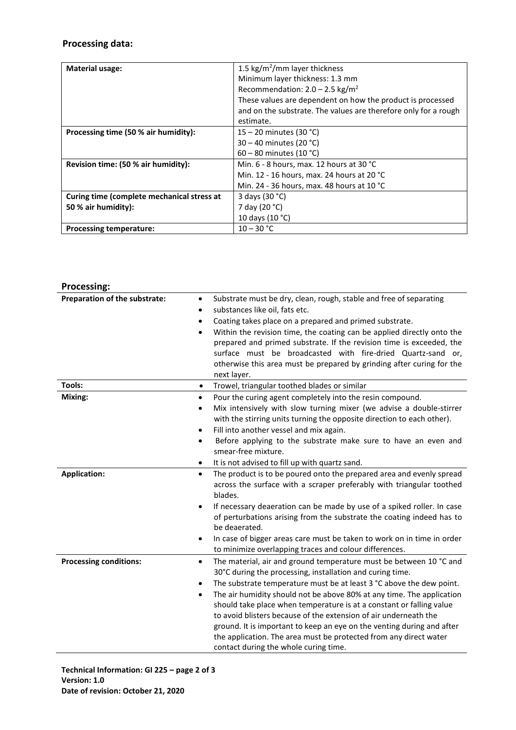## Processing data:

| Material usage: | 1.5 kg/m$^2$/mm layer thickness<br>Minimum layer thickness: 1.3 mm<br>Recommendation: 2.0 – 2.5 kg/m$^2$<br>These values are dependent on how the product is processed and on the substrate. The values are therefore only for a rough estimate. |
|---|---|
| **Processing time (50 % air humidity):** | 15 – 20 minutes (30 °C)<br>30 – 40 minutes (20 °C)<br>60 – 80 minutes (10 °C) |
| **Revision time: (50 % air humidity):** | Min. 6 - 8 hours, max. 12 hours at 30 °C<br>Min. 12 - 16 hours, max. 24 hours at 20 °C<br>Min. 24 - 36 hours, max. 48 hours at 10 °C |
| **Curing time (complete mechanical stress at 50 % air humidity):** | 3 days (30 °C)<br>7 day (20 °C)<br>10 days (10 °C) |
| **Processing temperature:** | 10 – 30 °C |

## Processing:

| Preparation of the substrate: | <ul><li>Substrate must be dry, clean, rough, stable and free of separating</li><li>substances like oil, fats etc.</li><li>Coating takes place on a prepared and primed substrate.</li><li>Within the revision time, the coating can be applied directly onto the prepared and primed substrate. If the revision time is exceeded, the surface must be broadcasted with fire-dried Quartz-sand or, otherwise this area must be prepared by grinding after curing for the next layer.</li></ul> |
|---|---|
| **Tools:** | <ul><li>Trowel, triangular toothed blades or similar</li></ul> |
| **Mixing:** | <ul><li>Pour the curing agent completely into the resin compound.</li><li>Mix intensively with slow turning mixer (we advise a double-stirrer with the stirring units turning the opposite direction to each other).</li><li>Fill into another vessel and mix again.</li><li>Before applying to the substrate make sure to have an even and smear-free mixture.</li><li>It is not advised to fill up with quartz sand.</li></ul> |
| **Application:** | <ul><li>The product is to be poured onto the prepared area and evenly spread across the surface with a scraper preferably with triangular toothed blades.</li><li>If necessary deaeration can be made by use of a spiked roller. In case of perturbations arising from the substrate the coating indeed has to be deaerated.</li><li>In case of bigger areas care must be taken to work on in time in order to minimize overlapping traces and colour differences.</li></ul> |
| **Processing conditions:** | <ul><li>The material, air and ground temperature must be between 10 °C and 30°C during the processing, installation and curing time.</li><li>The substrate temperature must be at least 3 °C above the dew point.</li><li>The air humidity should not be above 80% at any time. The application should take place when temperature is at a constant or falling value to avoid blisters because of the extension of air underneath the ground. It is important to keep an eye on the venting during and after the application. The area must be protected from any direct water contact during the whole curing time.</li></ul> |

**Technical Information: GI 225 – page 2 of 3**
**Version: 1.0**
**Date of revision: October 21, 2020**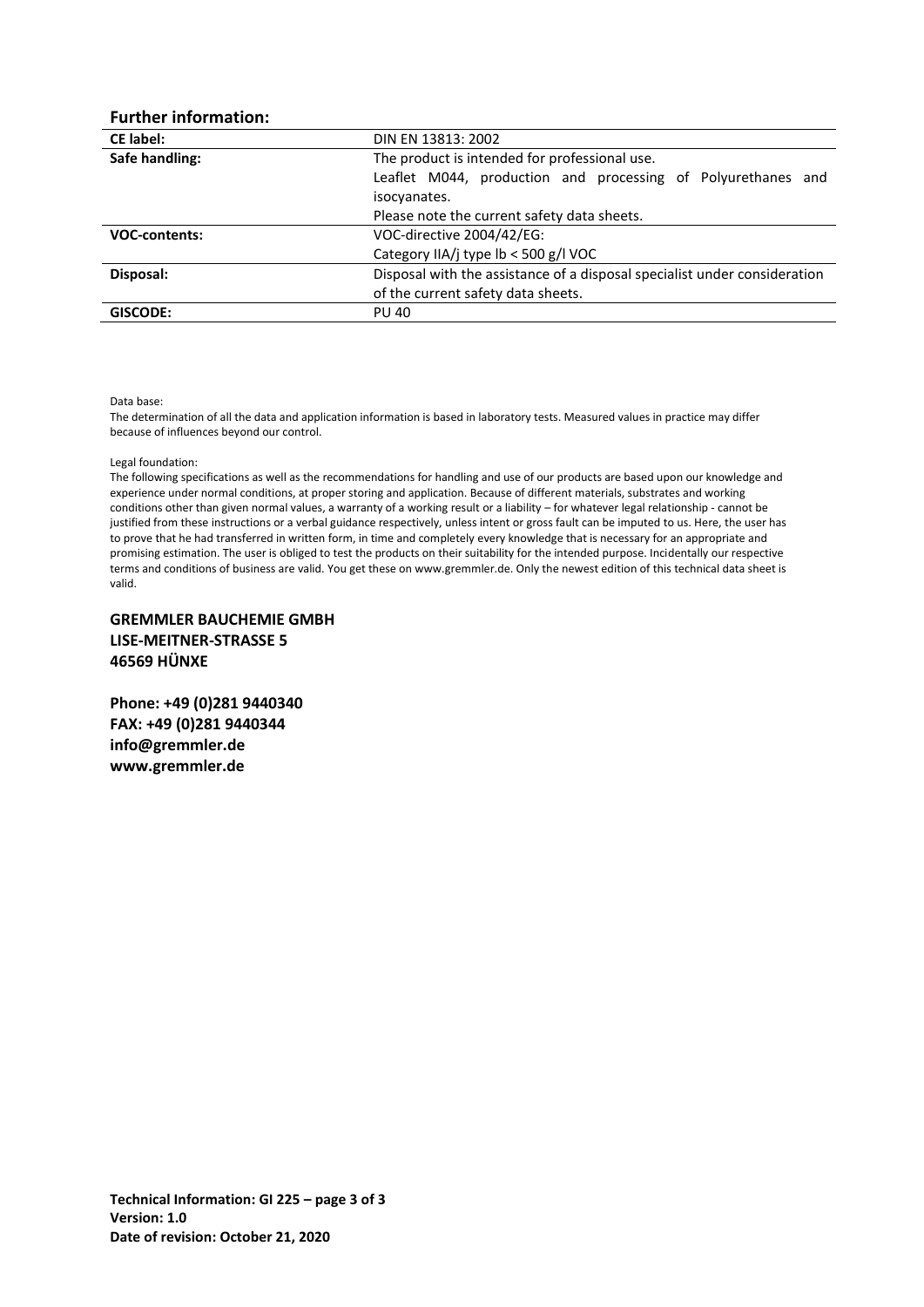## Further information:

| | |
|---|---|
| **CE label:** | DIN EN 13813: 2002 |
| **Safe handling:** | The product is intended for professional use. Leaflet M044, production and processing of Polyurethanes and isocyanates. Please note the current safety data sheets. |
| **VOC-contents:** | VOC-directive 2004/42/EG: Category IIA/j type lb < 500 g/l VOC |
| **Disposal:** | Disposal with the assistance of a disposal specialist under consideration of the current safety data sheets. |
| **GISCODE:** | PU 40 |

Data base:

The determination of all the data and application information is based in laboratory tests. Measured values in practice may differ because of influences beyond our control.

Legal foundation:

The following specifications as well as the recommendations for handling and use of our products are based upon our knowledge and experience under normal conditions, at proper storing and application. Because of different materials, substrates and working conditions other than given normal values, a warranty of a working result or a liability – for whatever legal relationship - cannot be justified from these instructions or a verbal guidance respectively, unless intent or gross fault can be imputed to us. Here, the user has to prove that he had transferred in written form, in time and completely every knowledge that is necessary for an appropriate and promising estimation. The user is obliged to test the products on their suitability for the intended purpose. Incidentally our respective terms and conditions of business are valid. You get these on www.gremmler.de. Only the newest edition of this technical data sheet is valid.

**GREMMLER BAUCHEMIE GMBH**
**LISE-MEITNER-STRASSE 5**
**46569 HÜNXE**

**Phone: +49 (0)281 9440340**
**FAX: +49 (0)281 9440344**
**info@gremmler.de**
**www.gremmler.de**

**Technical Information: GI 225 – page 3 of 3**
**Version: 1.0**
**Date of revision: October 21, 2020**